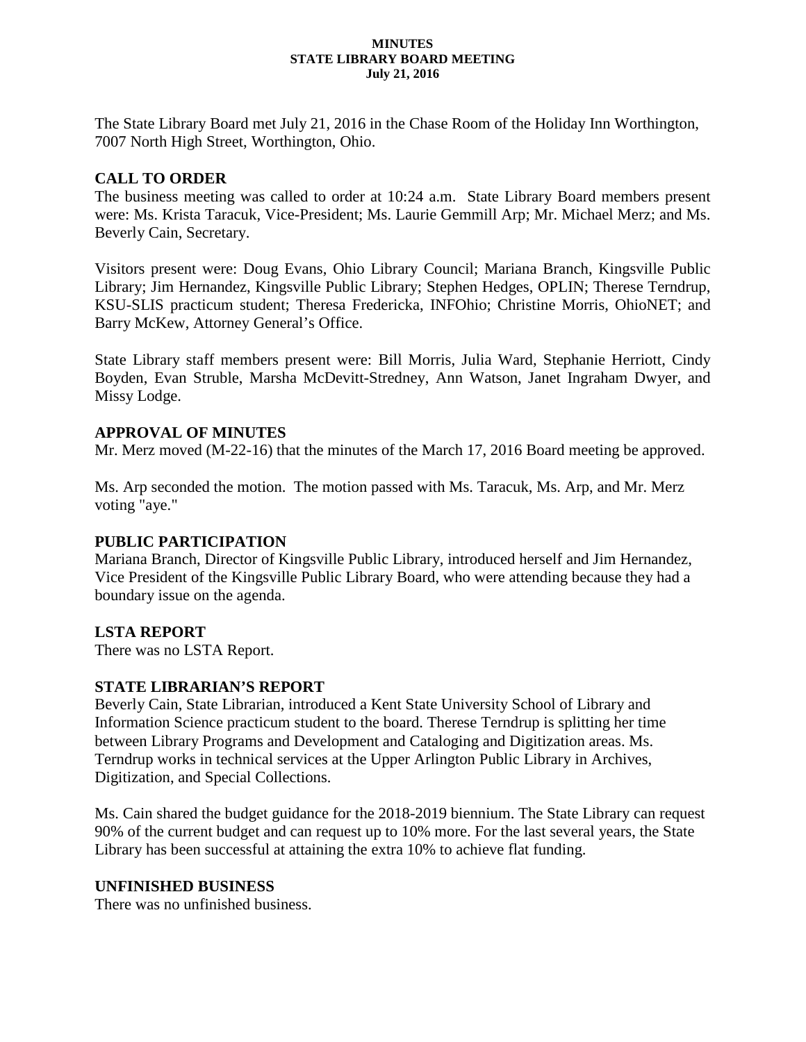**MINUTES**
**STATE LIBRARY BOARD MEETING**
**July 21, 2016**

The State Library Board met July 21, 2016 in the Chase Room of the Holiday Inn Worthington, 7007 North High Street, Worthington, Ohio.

## CALL TO ORDER

The business meeting was called to order at 10:24 a.m. State Library Board members present were: Ms. Krista Taracuk, Vice-President; Ms. Laurie Gemmill Arp; Mr. Michael Merz; and Ms. Beverly Cain, Secretary.

Visitors present were: Doug Evans, Ohio Library Council; Mariana Branch, Kingsville Public Library; Jim Hernandez, Kingsville Public Library; Stephen Hedges, OPLIN; Therese Terndrup, KSU-SLIS practicum student; Theresa Fredericka, INFOhio; Christine Morris, OhioNET; and Barry McKew, Attorney General's Office.

State Library staff members present were: Bill Morris, Julia Ward, Stephanie Herriott, Cindy Boyden, Evan Struble, Marsha McDevitt-Stredney, Ann Watson, Janet Ingraham Dwyer, and Missy Lodge.

## APPROVAL OF MINUTES

Mr. Merz moved (M-22-16) that the minutes of the March 17, 2016 Board meeting be approved.

Ms. Arp seconded the motion. The motion passed with Ms. Taracuk, Ms. Arp, and Mr. Merz voting "aye."

## PUBLIC PARTICIPATION

Mariana Branch, Director of Kingsville Public Library, introduced herself and Jim Hernandez, Vice President of the Kingsville Public Library Board, who were attending because they had a boundary issue on the agenda.

## LSTA REPORT

There was no LSTA Report.

## STATE LIBRARIAN'S REPORT

Beverly Cain, State Librarian, introduced a Kent State University School of Library and Information Science practicum student to the board. Therese Terndrup is splitting her time between Library Programs and Development and Cataloging and Digitization areas. Ms. Terndrup works in technical services at the Upper Arlington Public Library in Archives, Digitization, and Special Collections.

Ms. Cain shared the budget guidance for the 2018-2019 biennium. The State Library can request 90% of the current budget and can request up to 10% more. For the last several years, the State Library has been successful at attaining the extra 10% to achieve flat funding.

## UNFINISHED BUSINESS

There was no unfinished business.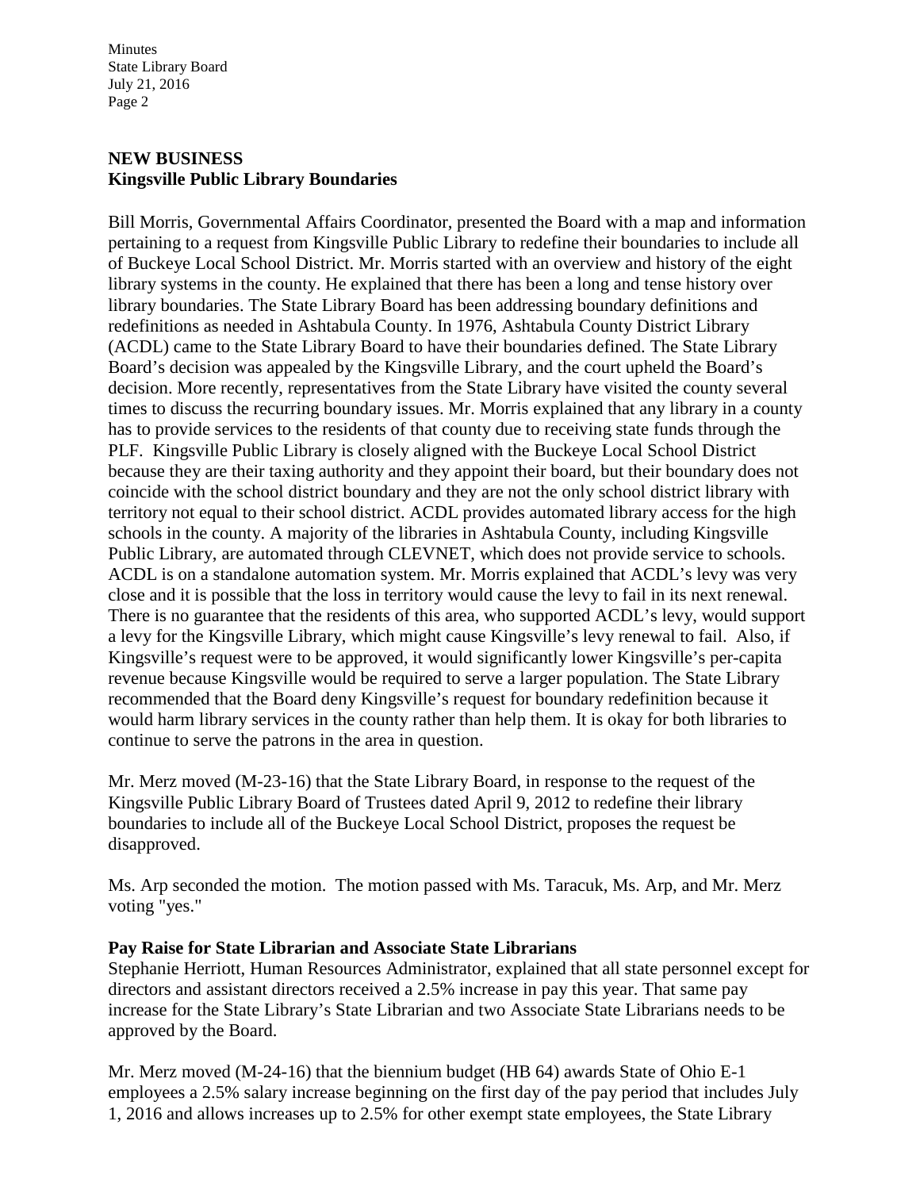## NEW BUSINESS

### Kingsville Public Library Boundaries

Bill Morris, Governmental Affairs Coordinator, presented the Board with a map and information pertaining to a request from Kingsville Public Library to redefine their boundaries to include all of Buckeye Local School District. Mr. Morris started with an overview and history of the eight library systems in the county. He explained that there has been a long and tense history over library boundaries. The State Library Board has been addressing boundary definitions and redefinitions as needed in Ashtabula County. In 1976, Ashtabula County District Library (ACDL) came to the State Library Board to have their boundaries defined. The State Library Board's decision was appealed by the Kingsville Library, and the court upheld the Board's decision. More recently, representatives from the State Library have visited the county several times to discuss the recurring boundary issues. Mr. Morris explained that any library in a county has to provide services to the residents of that county due to receiving state funds through the PLF. Kingsville Public Library is closely aligned with the Buckeye Local School District because they are their taxing authority and they appoint their board, but their boundary does not coincide with the school district boundary and they are not the only school district library with territory not equal to their school district. ACDL provides automated library access for the high schools in the county. A majority of the libraries in Ashtabula County, including Kingsville Public Library, are automated through CLEVNET, which does not provide service to schools. ACDL is on a standalone automation system. Mr. Morris explained that ACDL's levy was very close and it is possible that the loss in territory would cause the levy to fail in its next renewal. There is no guarantee that the residents of this area, who supported ACDL's levy, would support a levy for the Kingsville Library, which might cause Kingsville's levy renewal to fail. Also, if Kingsville's request were to be approved, it would significantly lower Kingsville's per-capita revenue because Kingsville would be required to serve a larger population. The State Library recommended that the Board deny Kingsville's request for boundary redefinition because it would harm library services in the county rather than help them. It is okay for both libraries to continue to serve the patrons in the area in question.

Mr. Merz moved (M-23-16) that the State Library Board, in response to the request of the Kingsville Public Library Board of Trustees dated April 9, 2012 to redefine their library boundaries to include all of the Buckeye Local School District, proposes the request be disapproved.

Ms. Arp seconded the motion. The motion passed with Ms. Taracuk, Ms. Arp, and Mr. Merz voting "yes."

### Pay Raise for State Librarian and Associate State Librarians

Stephanie Herriott, Human Resources Administrator, explained that all state personnel except for directors and assistant directors received a 2.5% increase in pay this year. That same pay increase for the State Library's State Librarian and two Associate State Librarians needs to be approved by the Board.

Mr. Merz moved (M-24-16) that the biennium budget (HB 64) awards State of Ohio E-1 employees a 2.5% salary increase beginning on the first day of the pay period that includes July 1, 2016 and allows increases up to 2.5% for other exempt state employees, the State Library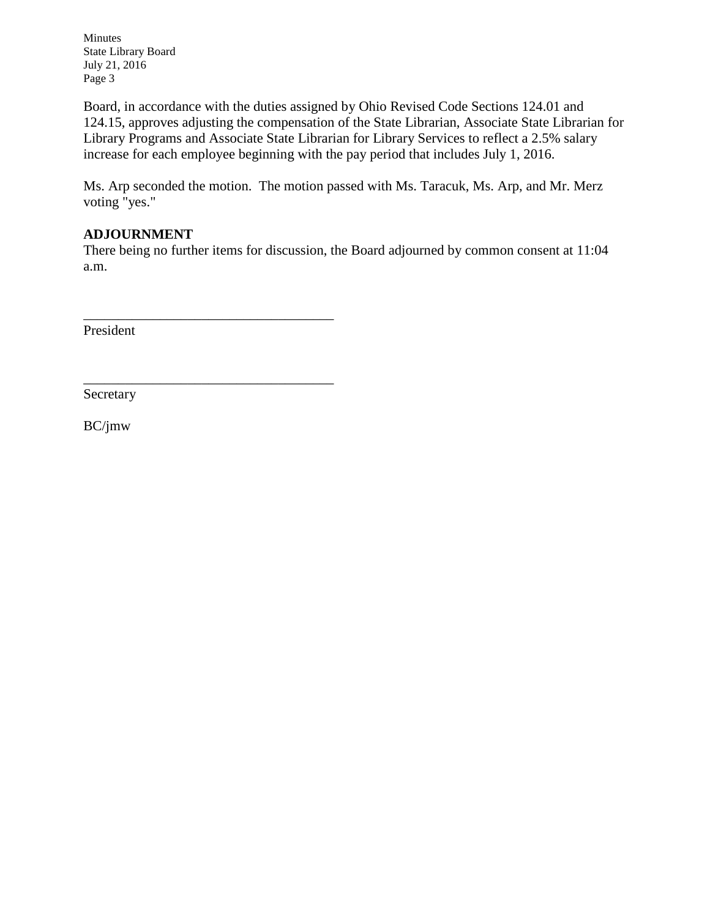Board, in accordance with the duties assigned by Ohio Revised Code Sections 124.01 and 124.15, approves adjusting the compensation of the State Librarian, Associate State Librarian for Library Programs and Associate State Librarian for Library Services to reflect a 2.5% salary increase for each employee beginning with the pay period that includes July 1, 2016.

Ms. Arp seconded the motion. The motion passed with Ms. Taracuk, Ms. Arp, and Mr. Merz voting "yes."

**ADJOURNMENT**

There being no further items for discussion, the Board adjourned by common consent at 11:04 a.m.

\_\_\_\_\_\_\_\_\_\_\_\_\_\_\_\_\_\_\_\_\_\_\_\_\_\_\_\_\_\_\_\_\_\_\_\_

President

\_\_\_\_\_\_\_\_\_\_\_\_\_\_\_\_\_\_\_\_\_\_\_\_\_\_\_\_\_\_\_\_\_\_\_\_

Secretary

BC/jmw